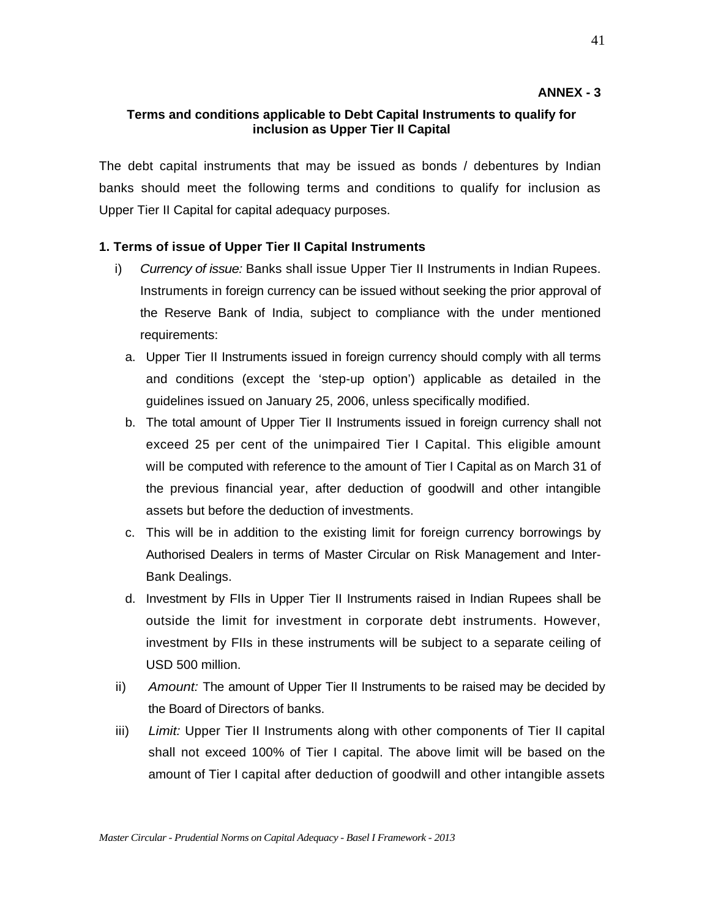**ANNEX - 3**

## Terms and conditions applicable to Debt Capital Instruments to qualify for inclusion as Upper Tier II Capital

The debt capital instruments that may be issued as bonds / debentures by Indian banks should meet the following terms and conditions to qualify for inclusion as Upper Tier II Capital for capital adequacy purposes.

### 1. Terms of issue of Upper Tier II Capital Instruments

i) *Currency of issue:* Banks shall issue Upper Tier II Instruments in Indian Rupees. Instruments in foreign currency can be issued without seeking the prior approval of the Reserve Bank of India, subject to compliance with the under mentioned requirements:

   a. Upper Tier II Instruments issued in foreign currency should comply with all terms and conditions (except the 'step-up option') applicable as detailed in the guidelines issued on January 25, 2006, unless specifically modified.

   b. The total amount of Upper Tier II Instruments issued in foreign currency shall not exceed 25 per cent of the unimpaired Tier I Capital. This eligible amount will be computed with reference to the amount of Tier I Capital as on March 31 of the previous financial year, after deduction of goodwill and other intangible assets but before the deduction of investments.

   c. This will be in addition to the existing limit for foreign currency borrowings by Authorised Dealers in terms of Master Circular on Risk Management and Inter-Bank Dealings.

   d. Investment by FIIs in Upper Tier II Instruments raised in Indian Rupees shall be outside the limit for investment in corporate debt instruments. However, investment by FIIs in these instruments will be subject to a separate ceiling of USD 500 million.

ii) *Amount:* The amount of Upper Tier II Instruments to be raised may be decided by the Board of Directors of banks.

iii) *Limit:* Upper Tier II Instruments along with other components of Tier II capital shall not exceed 100% of Tier I capital. The above limit will be based on the amount of Tier I capital after deduction of goodwill and other intangible assets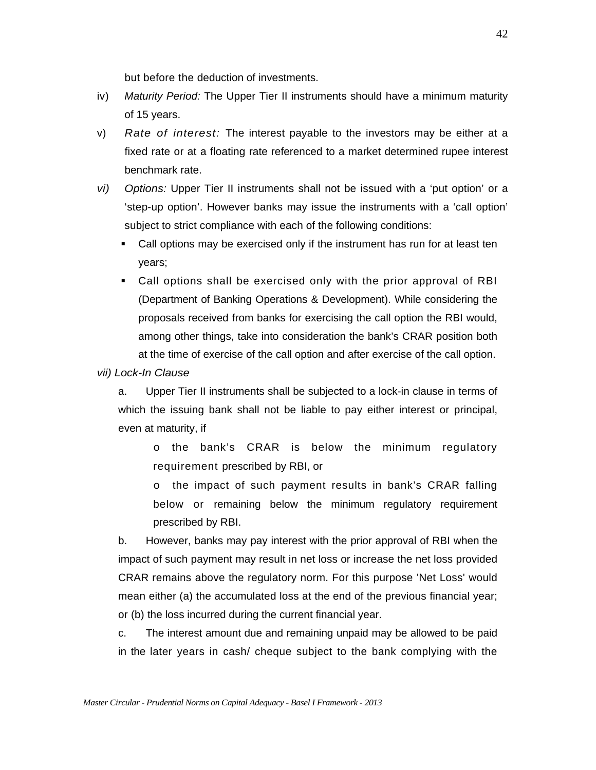but before the deduction of investments.

iv) *Maturity Period:* The Upper Tier II instruments should have a minimum maturity of 15 years.

v) *Rate of interest:* The interest payable to the investors may be either at a fixed rate or at a floating rate referenced to a market determined rupee interest benchmark rate.

*vi) Options:* Upper Tier II instruments shall not be issued with a 'put option' or a 'step-up option'. However banks may issue the instruments with a 'call option' subject to strict compliance with each of the following conditions:

- Call options may be exercised only if the instrument has run for at least ten years;
- Call options shall be exercised only with the prior approval of RBI (Department of Banking Operations & Development). While considering the proposals received from banks for exercising the call option the RBI would, among other things, take into consideration the bank's CRAR position both at the time of exercise of the call option and after exercise of the call option.

*vii) Lock-In Clause*

a. Upper Tier II instruments shall be subjected to a lock-in clause in terms of which the issuing bank shall not be liable to pay either interest or principal, even at maturity, if

- o the bank's CRAR is below the minimum regulatory requirement prescribed by RBI, or
- o the impact of such payment results in bank's CRAR falling below or remaining below the minimum regulatory requirement prescribed by RBI.

b. However, banks may pay interest with the prior approval of RBI when the impact of such payment may result in net loss or increase the net loss provided CRAR remains above the regulatory norm. For this purpose 'Net Loss' would mean either (a) the accumulated loss at the end of the previous financial year; or (b) the loss incurred during the current financial year.

c. The interest amount due and remaining unpaid may be allowed to be paid in the later years in cash/ cheque subject to the bank complying with the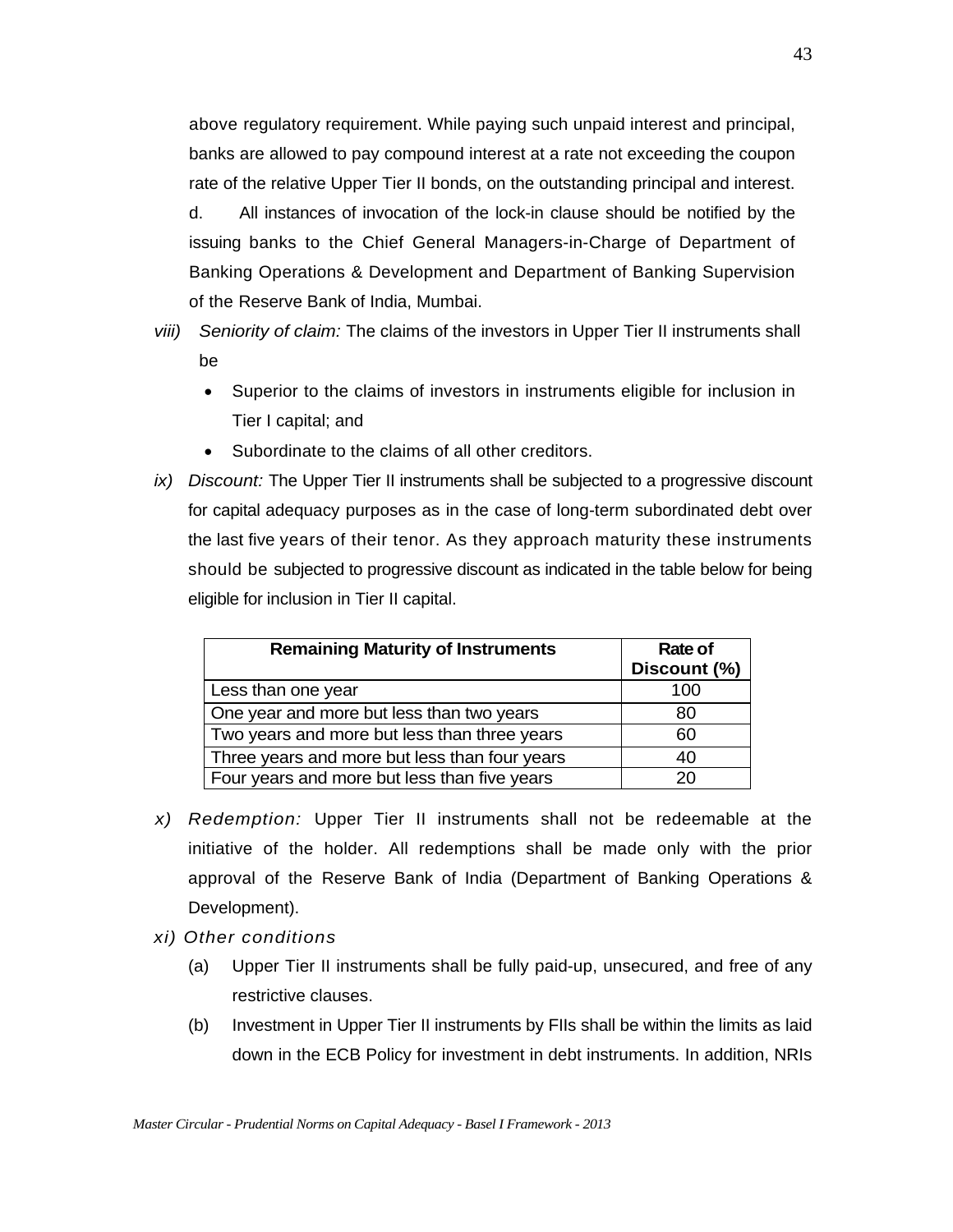above regulatory requirement. While paying such unpaid interest and principal, banks are allowed to pay compound interest at a rate not exceeding the coupon rate of the relative Upper Tier II bonds, on the outstanding principal and interest.

d. All instances of invocation of the lock-in clause should be notified by the issuing banks to the Chief General Managers-in-Charge of Department of Banking Operations & Development and Department of Banking Supervision of the Reserve Bank of India, Mumbai.

*viii) Seniority of claim:* The claims of the investors in Upper Tier II instruments shall be

- Superior to the claims of investors in instruments eligible for inclusion in Tier I capital; and
- Subordinate to the claims of all other creditors.

*ix) Discount:* The Upper Tier II instruments shall be subjected to a progressive discount for capital adequacy purposes as in the case of long-term subordinated debt over the last five years of their tenor. As they approach maturity these instruments should be subjected to progressive discount as indicated in the table below for being eligible for inclusion in Tier II capital.

| Remaining Maturity of Instruments | Rate of Discount (%) |
|---|---|
| Less than one year | 100 |
| One year and more but less than two years | 80 |
| Two years and more but less than three years | 60 |
| Three years and more but less than four years | 40 |
| Four years and more but less than five years | 20 |

*x) Redemption:* Upper Tier II instruments shall not be redeemable at the initiative of the holder. All redemptions shall be made only with the prior approval of the Reserve Bank of India (Department of Banking Operations & Development).

*xi) Other conditions*

(a) Upper Tier II instruments shall be fully paid-up, unsecured, and free of any restrictive clauses.

(b) Investment in Upper Tier II instruments by FIIs shall be within the limits as laid down in the ECB Policy for investment in debt instruments. In addition, NRIs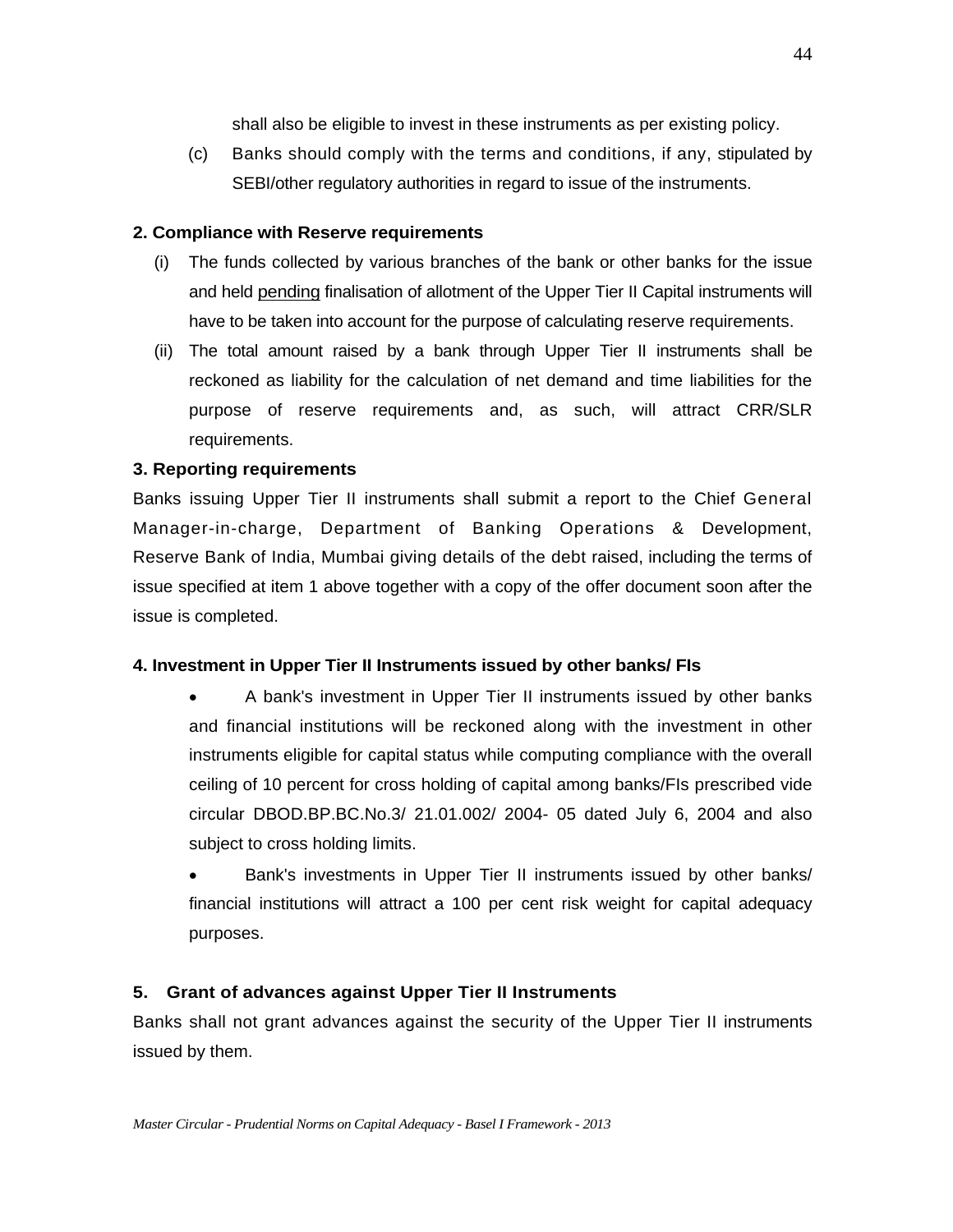shall also be eligible to invest in these instruments as per existing policy.

(c) Banks should comply with the terms and conditions, if any, stipulated by SEBI/other regulatory authorities in regard to issue of the instruments.

**2. Compliance with Reserve requirements**

(i) The funds collected by various branches of the bank or other banks for the issue and held pending finalisation of allotment of the Upper Tier II Capital instruments will have to be taken into account for the purpose of calculating reserve requirements.

(ii) The total amount raised by a bank through Upper Tier II instruments shall be reckoned as liability for the calculation of net demand and time liabilities for the purpose of reserve requirements and, as such, will attract CRR/SLR requirements.

**3. Reporting requirements**

Banks issuing Upper Tier II instruments shall submit a report to the Chief General Manager-in-charge, Department of Banking Operations & Development, Reserve Bank of India, Mumbai giving details of the debt raised, including the terms of issue specified at item 1 above together with a copy of the offer document soon after the issue is completed.

**4. Investment in Upper Tier II Instruments issued by other banks/ FIs**

- A bank's investment in Upper Tier II instruments issued by other banks and financial institutions will be reckoned along with the investment in other instruments eligible for capital status while computing compliance with the overall ceiling of 10 percent for cross holding of capital among banks/FIs prescribed vide circular DBOD.BP.BC.No.3/ 21.01.002/ 2004- 05 dated July 6, 2004 and also subject to cross holding limits.
- Bank's investments in Upper Tier II instruments issued by other banks/ financial institutions will attract a 100 per cent risk weight for capital adequacy purposes.

**5. Grant of advances against Upper Tier II Instruments**

Banks shall not grant advances against the security of the Upper Tier II instruments issued by them.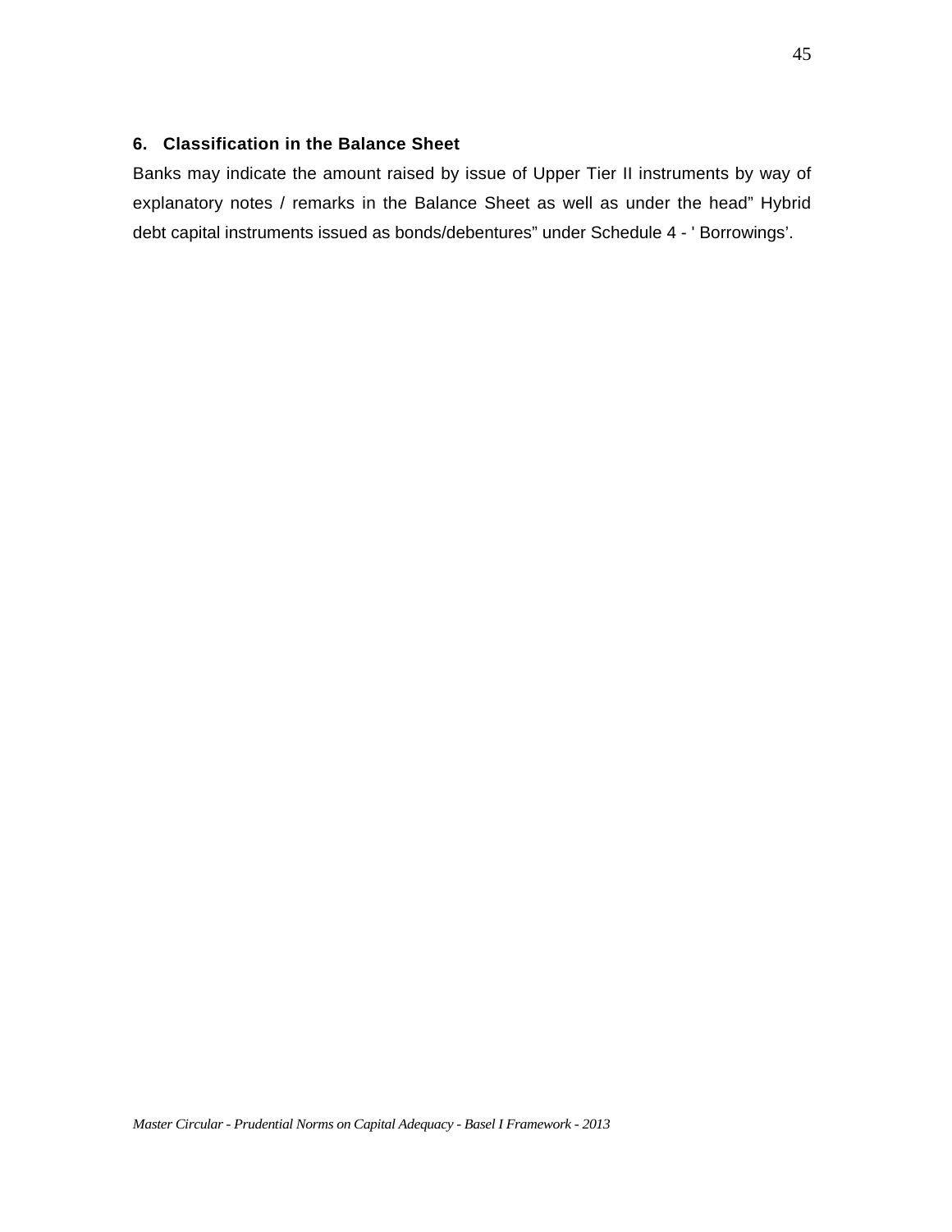## 6. Classification in the Balance Sheet

Banks may indicate the amount raised by issue of Upper Tier II instruments by way of explanatory notes / remarks in the Balance Sheet as well as under the head" Hybrid debt capital instruments issued as bonds/debentures" under Schedule 4 - ' Borrowings'.